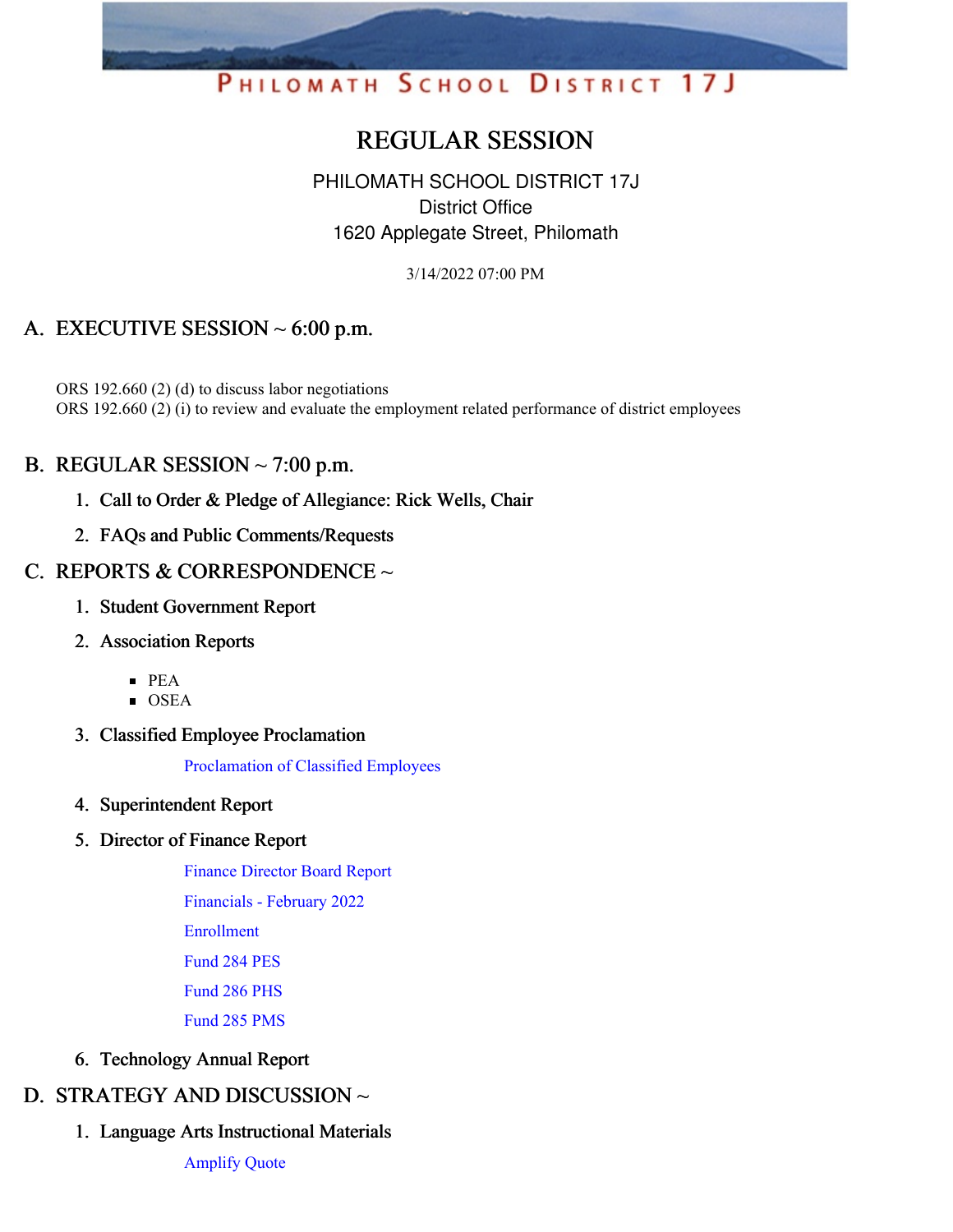PHILOMATH SCHOOL DISTRICT 17J

# REGULAR SESSION

PHILOMATH SCHOOL DISTRICT 17J
District Office
1620 Applegate Street, Philomath

3/14/2022 07:00 PM

## A. EXECUTIVE SESSION ~ 6:00 p.m.

ORS 192.660 (2) (d) to discuss labor negotiations
ORS 192.660 (2) (i) to review and evaluate the employment related performance of district employees

## B. REGULAR SESSION ~ 7:00 p.m.

1. Call to Order & Pledge of Allegiance: Rick Wells, Chair
2. FAQs and Public Comments/Requests

## C. REPORTS & CORRESPONDENCE ~

1. Student Government Report
2. Association Reports
   - PEA
   - OSEA
3. Classified Employee Proclamation

   Proclamation of Classified Employees

4. Superintendent Report
5. Director of Finance Report

   Finance Director Board Report

   Financials - February 2022

   Enrollment

   Fund 284 PES

   Fund 286 PHS

   Fund 285 PMS

6. Technology Annual Report

## D. STRATEGY AND DISCUSSION ~

1. Language Arts Instructional Materials

   Amplify Quote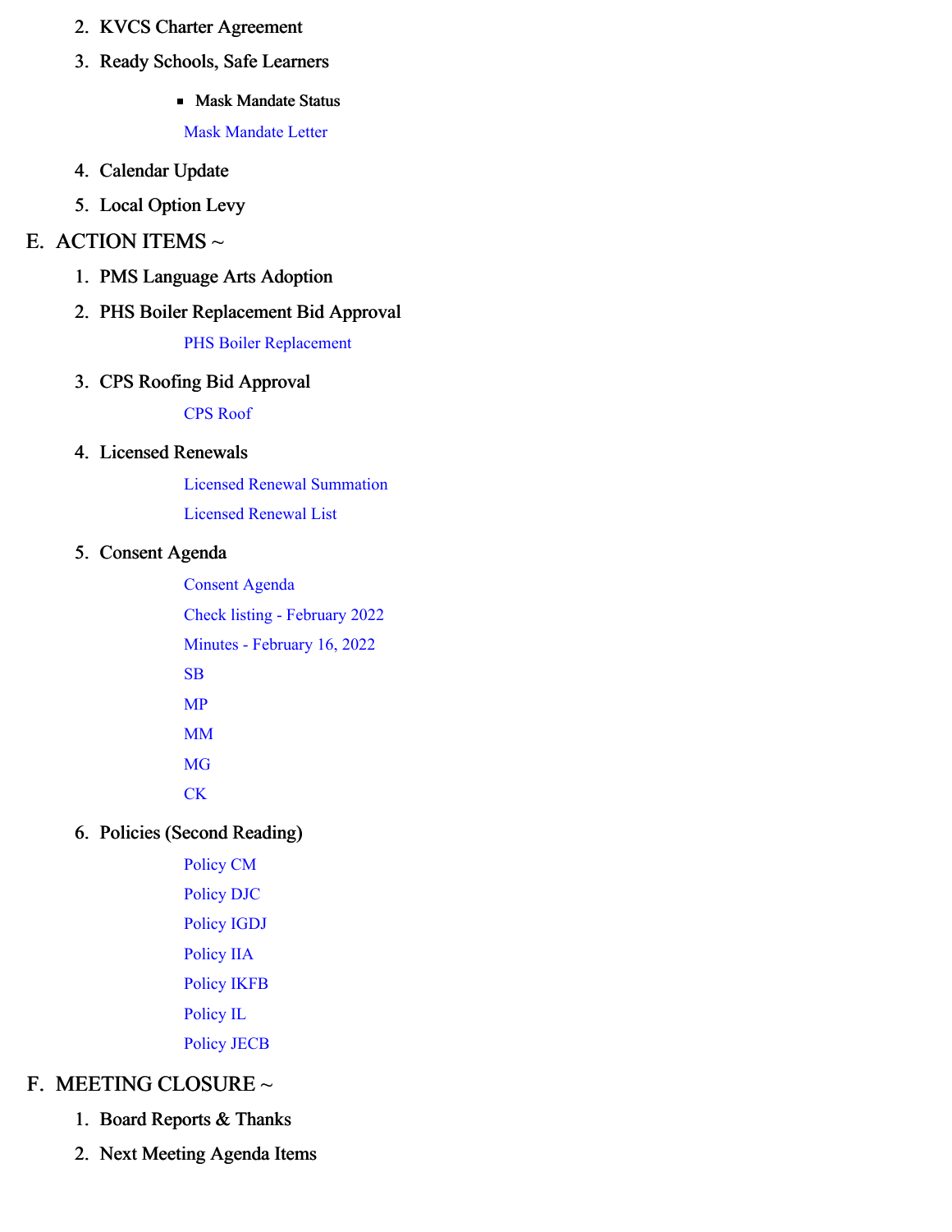2. KVCS Charter Agreement
3. Ready Schools, Safe Learners
    - Mask Mandate Status

      Mask Mandate Letter
4. Calendar Update
5. Local Option Levy

E. ACTION ITEMS ~

1. PMS Language Arts Adoption
2. PHS Boiler Replacement Bid Approval

    PHS Boiler Replacement
3. CPS Roofing Bid Approval

    CPS Roof
4. Licensed Renewals

    Licensed Renewal Summation

    Licensed Renewal List
5. Consent Agenda

    Consent Agenda

    Check listing - February 2022

    Minutes - February 16, 2022

    SB

    MP

    MM

    MG

    CK
6. Policies (Second Reading)

    Policy CM

    Policy DJC

    Policy IGDJ

    Policy IIA

    Policy IKFB

    Policy IL

    Policy JECB

F. MEETING CLOSURE ~

1. Board Reports & Thanks
2. Next Meeting Agenda Items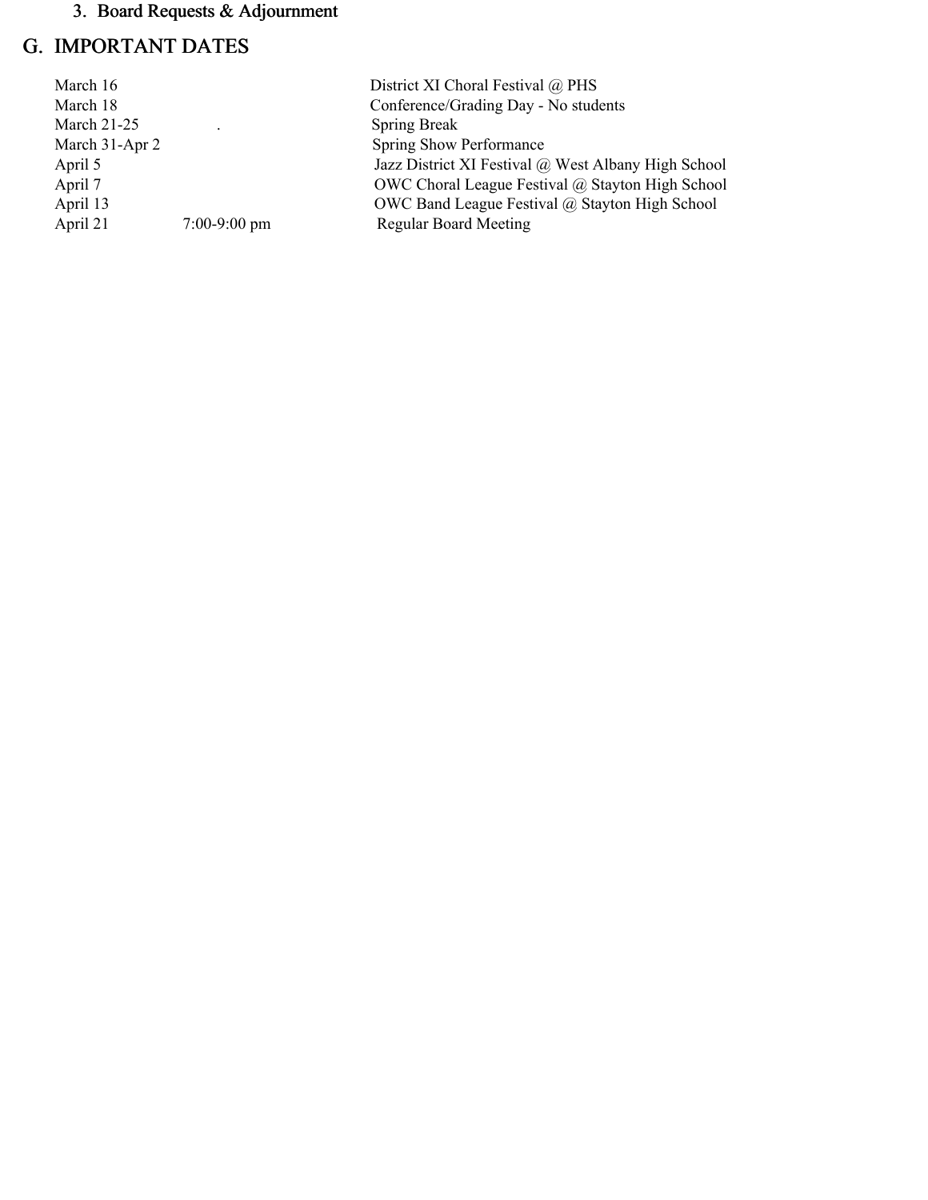3. Board Requests & Adjournment

## G. IMPORTANT DATES

| | | |
|---|---|---|
| March 16 | | District XI Choral Festival @ PHS |
| March 18 | | Conference/Grading Day - No students |
| March 21-25 | . | Spring Break |
| March 31-Apr 2 | | Spring Show Performance |
| April 5 | | Jazz District XI Festival @ West Albany High School |
| April 7 | | OWC Choral League Festival @ Stayton High School |
| April 13 | | OWC Band League Festival @ Stayton High School |
| April 21 | 7:00-9:00 pm | Regular Board Meeting |